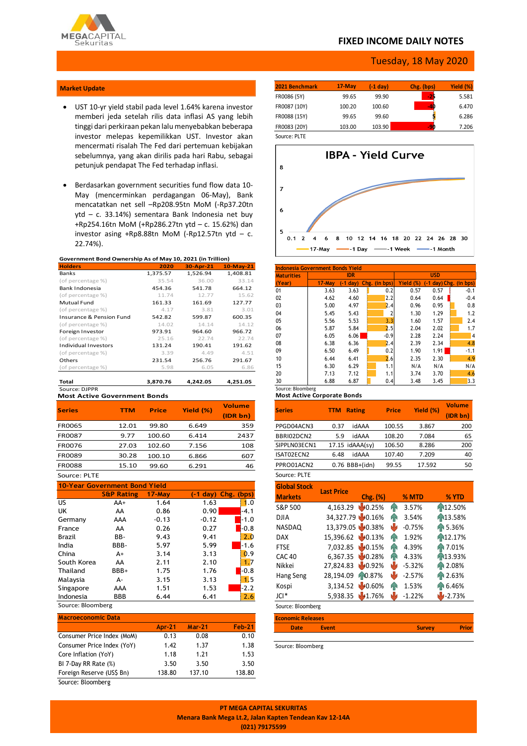MEGACAPITAL Sekuritas

# FIXED INCOME DAILY NOTES

Tuesday, 18 May 2020

## Market Update

- UST 10-yr yield stabil pada level 1.64% karena investor memberi jeda setelah rilis data inflasi AS yang lebih tinggi dari perkiraan pekan lalu menyebabkan beberapa investor melepas kepemilikkan UST. Investor akan mencermati risalah The Fed dari pertemuan kebijakan sebelumnya, yang akan dirilis pada hari Rabu, sebagai petunjuk pendapat The Fed terhadap inflasi.

- Berdasarkan government securities fund flow data 10-May (mencerminkan perdagangan 06-May), Bank mencatatkan net sell –Rp208.95tn MoM (-Rp37.20tn ytd – c. 33.14%) sementara Bank Indonesia net buy +Rp254.16tn MoM (+Rp286.27tn ytd – c. 15.62%) dan investor asing +Rp8.88tn MoM (-Rp12.57tn ytd – c. 22.74%).

**Government Bond Ownership As of May 10, 2021 (in Trillion)**

| Holders | 2020 | 30-Apr-21 | 10-May-21 |
|---|---|---|---|
| Banks | 1,375.57 | 1,526.94 | 1,408.81 |
| (of percentage %) | 35.54 | 36.00 | 33.14 |
| Bank Indonesia | 454.36 | 541.78 | 664.12 |
| (of percentage %) | 11.74 | 12.77 | 15.62 |
| Mutual Fund | 161.33 | 161.69 | 127.77 |
| (of percentage %) | 4.17 | 3.81 | 3.01 |
| Insurance & Pension Fund | 542.82 | 599.87 | 600.35 |
| (of percentage %) | 14.02 | 14.14 | 14.12 |
| Foreign Investor | 973.91 | 964.60 | 966.72 |
| (of percentage %) | 25.16 | 22.74 | 22.74 |
| Individual Investors | 131.24 | 190.41 | 191.62 |
| (of percentage %) | 3.39 | 4.49 | 4.51 |
| Others | 231.54 | 256.76 | 291.67 |
| (of percentage %) | 5.98 | 6.05 | 6.86 |
| **Total** | **3,870.76** | **4,242.05** | **4,251.05** |

Source: DJPPR

**Most Active Government Bonds**

| Series | TTM | Price | Yield (%) | Volume (IDR bn) |
|---|---|---|---|---|
| FR0065 | 12.01 | 99.80 | 6.649 | 359 |
| FR0087 | 9.77 | 100.60 | 6.414 | 2437 |
| FR0076 | 27.03 | 102.60 | 7.156 | 108 |
| FR0089 | 30.28 | 100.10 | 6.866 | 607 |
| FR0088 | 15.10 | 99.60 | 6.291 | 46 |

Source: PLTE

**10-Year Government Bond Yield**

| | S&P Rating | 17-May | (-1 day) | Chg. (bps) |
|---|---|---|---|---|
| US | AA+ | 1.64 | 1.63 | 1.0 |
| UK | AA | 0.86 | 0.90 | -4.1 |
| Germany | AAA | -0.13 | -0.12 | -1.0 |
| France | AA | 0.26 | 0.27 | -0.8 |
| Brazil | BB- | 9.43 | 9.41 | 2.0 |
| India | BBB- | 5.97 | 5.99 | -1.6 |
| China | A+ | 3.14 | 3.13 | 0.9 |
| South Korea | AA | 2.11 | 2.10 | 1.7 |
| Thailand | BBB+ | 1.75 | 1.76 | -0.8 |
| Malaysia | A- | 3.15 | 3.13 | 1.5 |
| Singapore | AAA | 1.51 | 1.53 | -2.2 |
| Indonesia | BBB | 6.44 | 6.41 | 2.6 |

Source: Bloomberg

**Macroeconomic Data**

| | Apr-21 | Mar-21 | Feb-21 |
|---|---|---|---|
| Consumer Price Index (MoM) | 0.13 | 0.08 | 0.10 |
| Consumer Price Index (YoY) | 1.42 | 1.37 | 1.38 |
| Core Inflation (YoY) | 1.18 | 1.21 | 1.53 |
| BI 7-Day RR Rate (%) | 3.50 | 3.50 | 3.50 |
| Foreign Reserve (US$ Bn) | 138.80 | 137.10 | 138.80 |

Source: Bloomberg

| 2021 Benchmark | 17-May | (-1 day) | Chg. (bps) | Yield (%) |
|---|---|---|---|---|
| FR0086 (5Y) | 99.65 | 99.90 | -25 | 5.581 |
| FR0087 (10Y) | 100.20 | 100.60 | -40 | 6.470 |
| FR0088 (15Y) | 99.65 | 99.60 | 5 | 6.286 |
| FR0083 (20Y) | 103.00 | 103.90 | -90 | 7.206 |

Source: PLTE

**IBPA - Yield Curve**

**Indonesia Government Bonds Yield**

| Maturities (Year) | IDR 17-May | IDR (-1 day) | IDR Chg. (in bps) | USD Yield (%) | USD (-1 day) | USD Chg. (in bps) |
|---|---|---|---|---|---|---|
| 01 | 3.63 | 3.63 | 0.2 | 0.57 | 0.57 | -0.1 |
| 02 | 4.62 | 4.60 | 2.2 | 0.64 | 0.64 | -0.4 |
| 03 | 5.00 | 4.97 | 2.4 | 0.96 | 0.95 | 0.8 |
| 04 | 5.45 | 5.43 | 2 | 1.30 | 1.29 | 1.2 |
| 05 | 5.56 | 5.53 | 3.3 | 1.60 | 1.57 | 2.4 |
| 06 | 5.87 | 5.84 | 2.5 | 2.04 | 2.02 | 1.7 |
| 07 | 6.05 | 6.06 | -0.9 | 2.28 | 2.24 | 4 |
| 08 | 6.38 | 6.36 | 2.4 | 2.39 | 2.34 | 4.8 |
| 09 | 6.50 | 6.49 | 0.2 | 1.90 | 1.91 | -1.1 |
| 10 | 6.44 | 6.41 | 2.6 | 2.35 | 2.30 | 4.9 |
| 15 | 6.30 | 6.29 | 1.1 | N/A | N/A | N/A |
| 20 | 7.13 | 7.12 | 1.1 | 3.74 | 3.70 | 4.6 |
| 30 | 6.88 | 6.87 | 0.4 | 3.48 | 3.45 | 3.3 |

Source: Bloomberg

**Most Active Corporate Bonds**

| Series | TTM | Rating | Price | Yield (%) | Volume (IDR bn) |
|---|---|---|---|---|---|
| PPGD04ACN3 | 0.37 | idAAA | 100.55 | 3.867 | 200 |
| BBRI02DCN2 | 5.9 | idAAA | 108.20 | 7.084 | 65 |
| SIPPLN03ECN1 | 17.15 | idAAA(sy) | 106.50 | 8.286 | 200 |
| ISAT02ECN2 | 6.48 | idAAA | 107.40 | 7.209 | 40 |
| PPRO01ACN2 | 0.76 | BBB+(idn) | 99.55 | 17.592 | 50 |

Source: PLTE

| Global Stock Markets | Last Price | Chg. (%) | % MTD | % YTD |
|---|---|---|---|---|
| S&P 500 | 4,163.29 | 0.25% | 3.57% | 12.50% |
| DJIA | 34,327.79 | 0.16% | 3.54% | 13.58% |
| NASDAQ | 13,379.05 | 0.38% | -0.75% | 5.36% |
| DAX | 15,396.62 | 0.13% | 1.92% | 12.17% |
| FTSE | 7,032.85 | 0.15% | 4.39% | 7.01% |
| CAC 40 | 6,367.35 | 0.28% | 4.33% | 13.93% |
| Nikkei | 27,824.83 | 0.92% | -5.32% | 2.08% |
| Hang Seng | 28,194.09 | 0.87% | -2.57% | 2.63% |
| Kospi | 3,134.52 | 0.60% | 1.53% | 6.46% |
| JCI* | 5,938.35 | 1.76% | -1.22% | -2.73% |

Source: Bloomberg

**Economic Releases**

| Date | Event | Survey | Prior |
|---|---|---|---|

Source: Bloomberg

**PT MEGA CAPITAL SEKURITAS**
**Menara Bank Mega Lt.2, Jalan Kapten Tendean Kav 12-14A**
**(021) 79175599**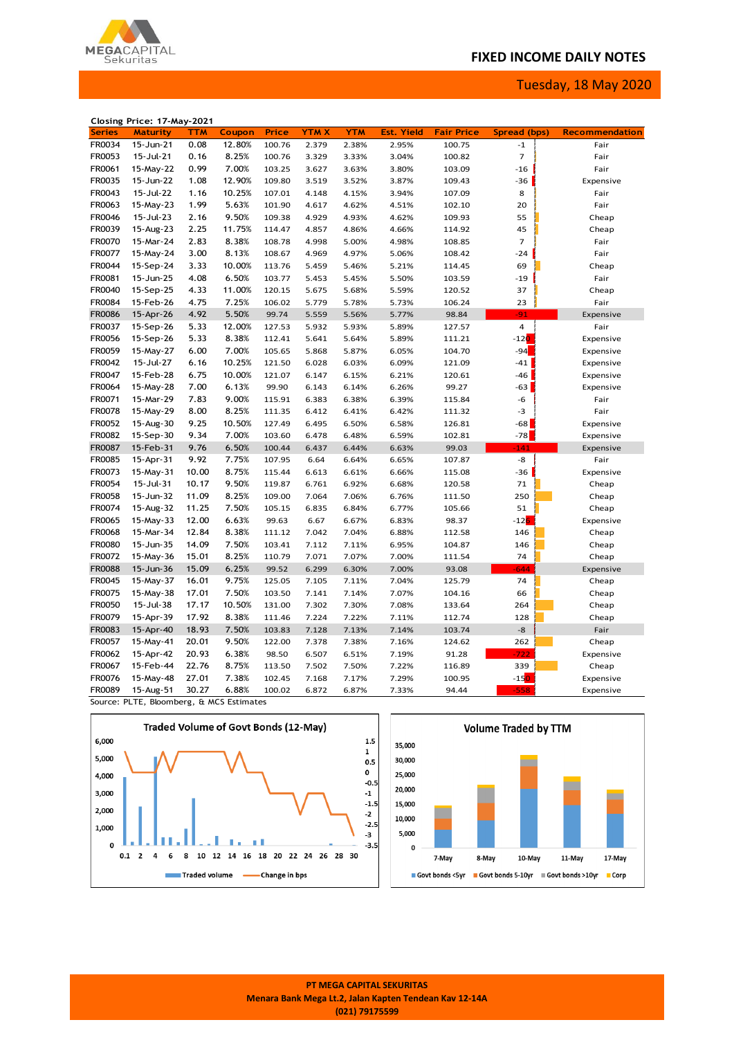## FIXED INCOME DAILY NOTES

Tuesday, 18 May 2020

**Closing Price: 17-May-2021**

| Series | Maturity | TTM | Coupon | Price | YTM X | YTM | Est. Yield | Fair Price | Spread (bps) | Recommendation |
|---|---|---|---|---|---|---|---|---|---|---|
| FR0034 | 15-Jun-21 | 0.08 | 12.80% | 100.76 | 2.379 | 2.38% | 2.95% | 100.75 | -1 | Fair |
| FR0053 | 15-Jul-21 | 0.16 | 8.25% | 100.76 | 3.329 | 3.33% | 3.04% | 100.82 | 7 | Fair |
| FR0061 | 15-May-22 | 0.99 | 7.00% | 103.25 | 3.627 | 3.63% | 3.80% | 103.09 | -16 | Fair |
| FR0035 | 15-Jun-22 | 1.08 | 12.90% | 109.80 | 3.519 | 3.52% | 3.87% | 109.43 | -36 | Expensive |
| FR0043 | 15-Jul-22 | 1.16 | 10.25% | 107.01 | 4.148 | 4.15% | 3.94% | 107.09 | 8 | Fair |
| FR0063 | 15-May-23 | 1.99 | 5.63% | 101.90 | 4.617 | 4.62% | 4.51% | 102.10 | 20 | Fair |
| FR0046 | 15-Jul-23 | 2.16 | 9.50% | 109.38 | 4.929 | 4.93% | 4.62% | 109.93 | 55 | Cheap |
| FR0039 | 15-Aug-23 | 2.25 | 11.75% | 114.47 | 4.857 | 4.86% | 4.66% | 114.92 | 45 | Cheap |
| FR0070 | 15-Mar-24 | 2.83 | 8.38% | 108.78 | 4.998 | 5.00% | 4.98% | 108.85 | 7 | Fair |
| FR0077 | 15-May-24 | 3.00 | 8.13% | 108.67 | 4.969 | 4.97% | 5.06% | 108.42 | -24 | Fair |
| FR0044 | 15-Sep-24 | 3.33 | 10.00% | 113.76 | 5.459 | 5.46% | 5.21% | 114.45 | 69 | Cheap |
| FR0081 | 15-Jun-25 | 4.08 | 6.50% | 103.77 | 5.453 | 5.45% | 5.50% | 103.59 | -19 | Fair |
| FR0040 | 15-Sep-25 | 4.33 | 11.00% | 120.15 | 5.675 | 5.68% | 5.59% | 120.52 | 37 | Cheap |
| FR0084 | 15-Feb-26 | 4.75 | 7.25% | 106.02 | 5.779 | 5.78% | 5.73% | 106.24 | 23 | Fair |
| FR0086 | 15-Apr-26 | 4.92 | 5.50% | 99.74 | 5.559 | 5.56% | 5.77% | 98.84 | -91 | Expensive |
| FR0037 | 15-Sep-26 | 5.33 | 12.00% | 127.53 | 5.932 | 5.93% | 5.89% | 127.57 | 4 | Fair |
| FR0056 | 15-Sep-26 | 5.33 | 8.38% | 112.41 | 5.641 | 5.64% | 5.89% | 111.21 | -120 | Expensive |
| FR0059 | 15-May-27 | 6.00 | 7.00% | 105.65 | 5.868 | 5.87% | 6.05% | 104.70 | -94 | Expensive |
| FR0042 | 15-Jul-27 | 6.16 | 10.25% | 121.50 | 6.028 | 6.03% | 6.09% | 121.09 | -41 | Expensive |
| FR0047 | 15-Feb-28 | 6.75 | 10.00% | 121.07 | 6.147 | 6.15% | 6.21% | 120.61 | -46 | Expensive |
| FR0064 | 15-May-28 | 7.00 | 6.13% | 99.90 | 6.143 | 6.14% | 6.26% | 99.27 | -63 | Expensive |
| FR0071 | 15-Mar-29 | 7.83 | 9.00% | 115.91 | 6.383 | 6.38% | 6.39% | 115.84 | -6 | Fair |
| FR0078 | 15-May-29 | 8.00 | 8.25% | 111.35 | 6.412 | 6.41% | 6.42% | 111.32 | -3 | Fair |
| FR0052 | 15-Aug-30 | 9.25 | 10.50% | 127.49 | 6.495 | 6.50% | 6.58% | 126.81 | -68 | Expensive |
| FR0082 | 15-Sep-30 | 9.34 | 7.00% | 103.60 | 6.478 | 6.48% | 6.59% | 102.81 | -78 | Expensive |
| FR0087 | 15-Feb-31 | 9.76 | 6.50% | 100.44 | 6.437 | 6.44% | 6.63% | 99.03 | -141 | Expensive |
| FR0085 | 15-Apr-31 | 9.92 | 7.75% | 107.95 | 6.64 | 6.64% | 6.65% | 107.87 | -8 | Fair |
| FR0073 | 15-May-31 | 10.00 | 8.75% | 115.44 | 6.613 | 6.61% | 6.66% | 115.08 | -36 | Expensive |
| FR0054 | 15-Jul-31 | 10.17 | 9.50% | 119.87 | 6.761 | 6.92% | 6.68% | 120.58 | 71 | Cheap |
| FR0058 | 15-Jun-32 | 11.09 | 8.25% | 109.00 | 7.064 | 7.06% | 6.76% | 111.50 | 250 | Cheap |
| FR0074 | 15-Aug-32 | 11.25 | 7.50% | 105.15 | 6.835 | 6.84% | 6.77% | 105.66 | 51 | Cheap |
| FR0065 | 15-May-33 | 12.00 | 6.63% | 99.63 | 6.67 | 6.67% | 6.83% | 98.37 | -126 | Expensive |
| FR0068 | 15-Mar-34 | 12.84 | 8.38% | 111.12 | 7.042 | 7.04% | 6.88% | 112.58 | 146 | Cheap |
| FR0080 | 15-Jun-35 | 14.09 | 7.50% | 103.41 | 7.112 | 7.11% | 6.95% | 104.87 | 146 | Cheap |
| FR0072 | 15-May-36 | 15.01 | 8.25% | 110.79 | 7.071 | 7.07% | 7.00% | 111.54 | 74 | Cheap |
| FR0088 | 15-Jun-36 | 15.09 | 6.25% | 99.52 | 6.299 | 6.30% | 7.00% | 93.08 | -644 | Expensive |
| FR0045 | 15-May-37 | 16.01 | 9.75% | 125.05 | 7.105 | 7.11% | 7.04% | 125.79 | 74 | Cheap |
| FR0075 | 15-May-38 | 17.01 | 7.50% | 103.50 | 7.141 | 7.14% | 7.07% | 104.16 | 66 | Cheap |
| FR0050 | 15-Jul-38 | 17.17 | 10.50% | 131.00 | 7.302 | 7.30% | 7.08% | 133.64 | 264 | Cheap |
| FR0079 | 15-Apr-39 | 17.92 | 8.38% | 111.46 | 7.224 | 7.22% | 7.11% | 112.74 | 128 | Cheap |
| FR0083 | 15-Apr-40 | 18.93 | 7.50% | 103.83 | 7.128 | 7.13% | 7.14% | 103.74 | -8 | Fair |
| FR0057 | 15-May-41 | 20.01 | 9.50% | 122.00 | 7.378 | 7.38% | 7.16% | 124.62 | 262 | Cheap |
| FR0062 | 15-Apr-42 | 20.93 | 6.38% | 98.50 | 6.507 | 6.51% | 7.19% | 91.28 | -722 | Expensive |
| FR0067 | 15-Feb-44 | 22.76 | 8.75% | 113.50 | 7.502 | 7.50% | 7.22% | 116.89 | 339 | Cheap |
| FR0076 | 15-May-48 | 27.01 | 7.38% | 102.45 | 7.168 | 7.17% | 7.29% | 100.95 | -150 | Expensive |
| FR0089 | 15-Aug-51 | 30.27 | 6.88% | 100.02 | 6.872 | 6.87% | 7.33% | 94.44 | -558 | Expensive |

Source: PLTE, Bloomberg, & MCS Estimates

**Traded Volume of Govt Bonds (12-May)**

Legend: Traded volume; Change in bps

**Volume Traded by TTM**

Legend: Govt bonds <5yr; Govt bonds 5-10yr; Govt bonds >10yr; Corp

PT MEGA CAPITAL SEKURITAS
Menara Bank Mega Lt.2, Jalan Kapten Tendean Kav 12-14A
(021) 79175599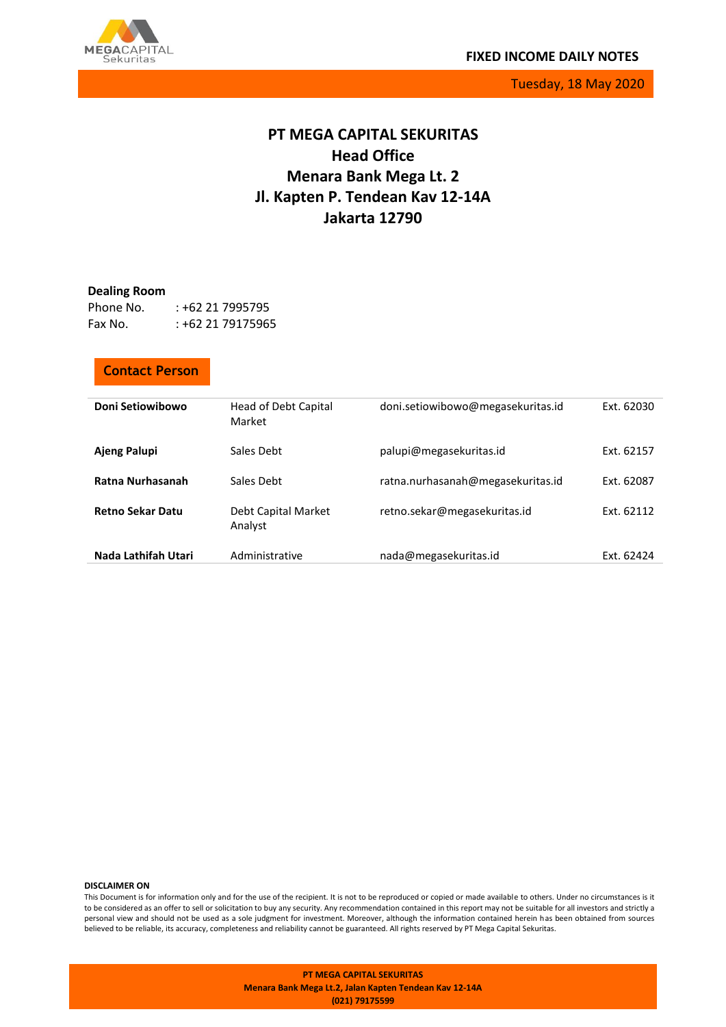# PT MEGA CAPITAL SEKURITAS
## Head Office
## Menara Bank Mega Lt. 2
## Jl. Kapten P. Tendean Kav 12-14A
## Jakarta 12790

**Dealing Room**

Phone No. : +62 21 7995795
Fax No. : +62 21 79175965

## Contact Person

| | | | |
|---|---|---|---|
| **Doni Setiowibowo** | Head of Debt Capital Market | doni.setiowibowo@megasekuritas.id | Ext. 62030 |
| **Ajeng Palupi** | Sales Debt | palupi@megasekuritas.id | Ext. 62157 |
| **Ratna Nurhasanah** | Sales Debt | ratna.nurhasanah@megasekuritas.id | Ext. 62087 |
| **Retno Sekar Datu** | Debt Capital Market Analyst | retno.sekar@megasekuritas.id | Ext. 62112 |
| **Nada Lathifah Utari** | Administrative | nada@megasekuritas.id | Ext. 62424 |

**DISCLAIMER ON**

This Document is for information only and for the use of the recipient. It is not to be reproduced or copied or made available to others. Under no circumstances is it to be considered as an offer to sell or solicitation to buy any security. Any recommendation contained in this report may not be suitable for all investors and strictly a personal view and should not be used as a sole judgment for investment. Moreover, although the information contained herein has been obtained from sources believed to be reliable, its accuracy, completeness and reliability cannot be guaranteed. All rights reserved by PT Mega Capital Sekuritas.